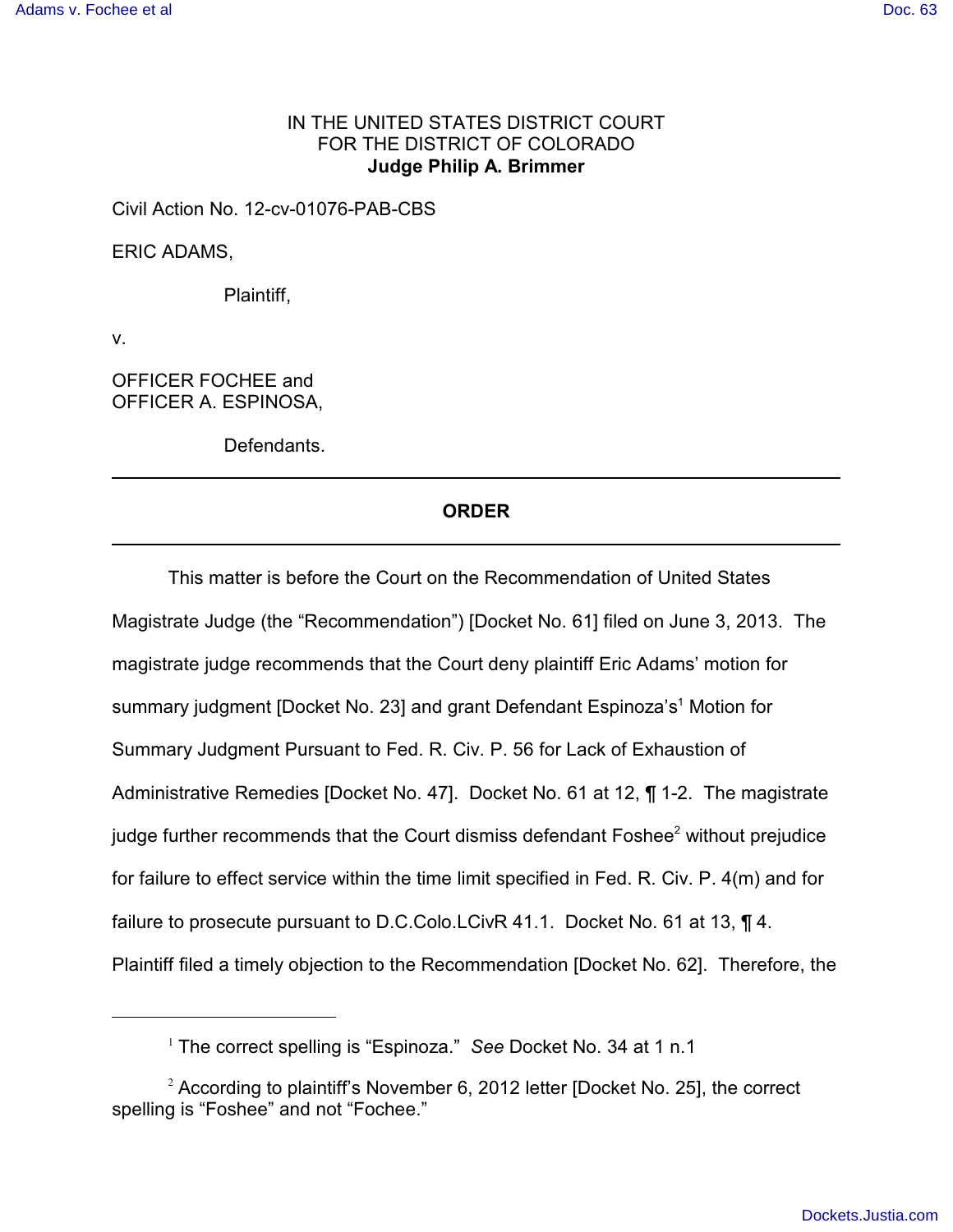IN THE UNITED STATES DISTRICT COURT
FOR THE DISTRICT OF COLORADO
**Judge Philip A. Brimmer**

Civil Action No. 12-cv-01076-PAB-CBS

ERIC ADAMS,

Plaintiff,

v.

OFFICER FOCHEE and
OFFICER A. ESPINOSA,

Defendants.

---

**ORDER**

---

This matter is before the Court on the Recommendation of United States Magistrate Judge (the "Recommendation") [Docket No. 61] filed on June 3, 2013. The magistrate judge recommends that the Court deny plaintiff Eric Adams' motion for summary judgment [Docket No. 23] and grant Defendant Espinoza's[1] Motion for Summary Judgment Pursuant to Fed. R. Civ. P. 56 for Lack of Exhaustion of Administrative Remedies [Docket No. 47]. Docket No. 61 at 12, ¶ 1-2. The magistrate judge further recommends that the Court dismiss defendant Foshee[2] without prejudice for failure to effect service within the time limit specified in Fed. R. Civ. P. 4(m) and for failure to prosecute pursuant to D.C.Colo.LCivR 41.1. Docket No. 61 at 13, ¶ 4. Plaintiff filed a timely objection to the Recommendation [Docket No. 62]. Therefore, the

---

[1] The correct spelling is "Espinoza." *See* Docket No. 34 at 1 n.1

[2] According to plaintiff's November 6, 2012 letter [Docket No. 25], the correct spelling is "Foshee" and not "Fochee."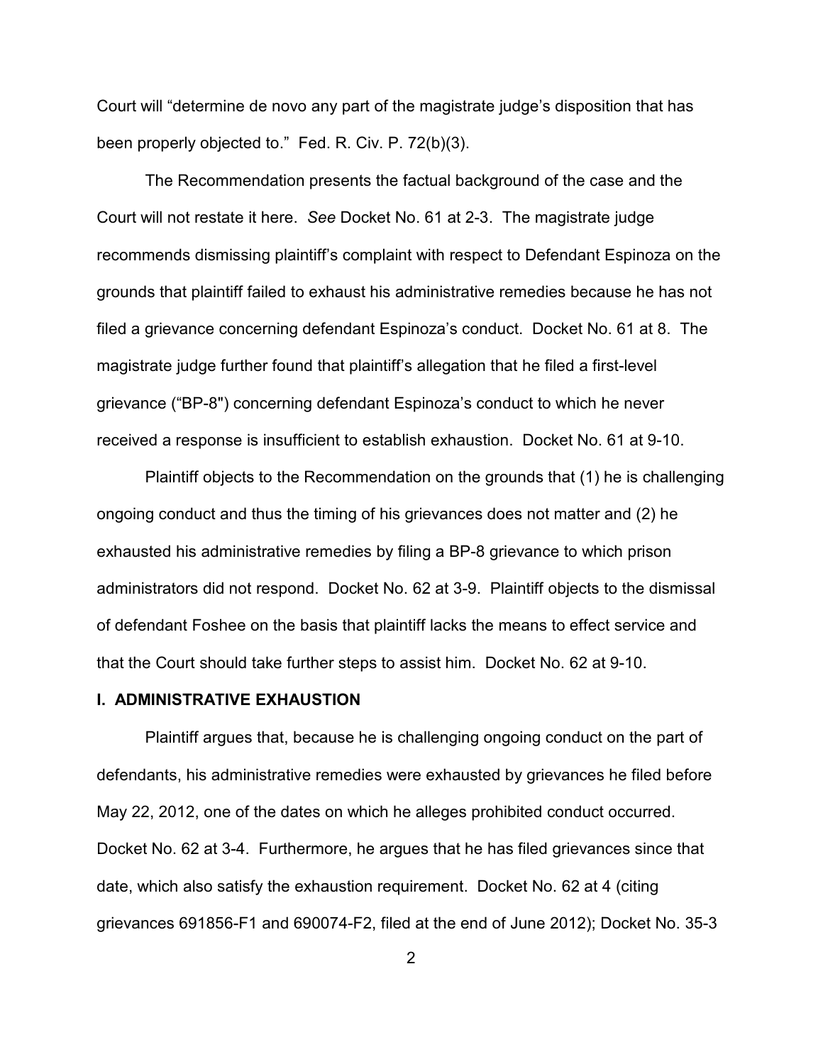Court will "determine de novo any part of the magistrate judge's disposition that has been properly objected to." Fed. R. Civ. P. 72(b)(3).

The Recommendation presents the factual background of the case and the Court will not restate it here. *See* Docket No. 61 at 2-3. The magistrate judge recommends dismissing plaintiff's complaint with respect to Defendant Espinoza on the grounds that plaintiff failed to exhaust his administrative remedies because he has not filed a grievance concerning defendant Espinoza's conduct. Docket No. 61 at 8. The magistrate judge further found that plaintiff's allegation that he filed a first-level grievance ("BP-8") concerning defendant Espinoza's conduct to which he never received a response is insufficient to establish exhaustion. Docket No. 61 at 9-10.

Plaintiff objects to the Recommendation on the grounds that (1) he is challenging ongoing conduct and thus the timing of his grievances does not matter and (2) he exhausted his administrative remedies by filing a BP-8 grievance to which prison administrators did not respond. Docket No. 62 at 3-9. Plaintiff objects to the dismissal of defendant Foshee on the basis that plaintiff lacks the means to effect service and that the Court should take further steps to assist him. Docket No. 62 at 9-10.

## I. ADMINISTRATIVE EXHAUSTION

Plaintiff argues that, because he is challenging ongoing conduct on the part of defendants, his administrative remedies were exhausted by grievances he filed before May 22, 2012, one of the dates on which he alleges prohibited conduct occurred. Docket No. 62 at 3-4. Furthermore, he argues that he has filed grievances since that date, which also satisfy the exhaustion requirement. Docket No. 62 at 4 (citing grievances 691856-F1 and 690074-F2, filed at the end of June 2012); Docket No. 35-3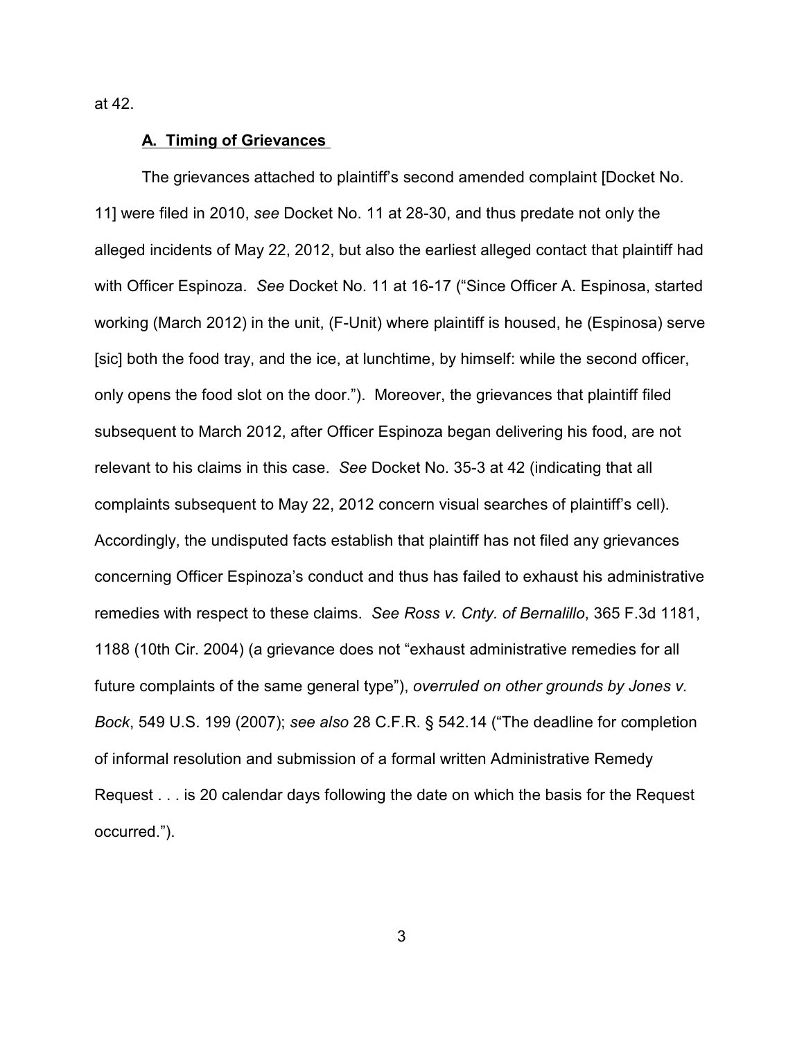at 42.

**A. Timing of Grievances**

The grievances attached to plaintiff's second amended complaint [Docket No. 11] were filed in 2010, *see* Docket No. 11 at 28-30, and thus predate not only the alleged incidents of May 22, 2012, but also the earliest alleged contact that plaintiff had with Officer Espinoza. *See* Docket No. 11 at 16-17 ("Since Officer A. Espinosa, started working (March 2012) in the unit, (F-Unit) where plaintiff is housed, he (Espinosa) serve [sic] both the food tray, and the ice, at lunchtime, by himself: while the second officer, only opens the food slot on the door."). Moreover, the grievances that plaintiff filed subsequent to March 2012, after Officer Espinoza began delivering his food, are not relevant to his claims in this case. *See* Docket No. 35-3 at 42 (indicating that all complaints subsequent to May 22, 2012 concern visual searches of plaintiff's cell). Accordingly, the undisputed facts establish that plaintiff has not filed any grievances concerning Officer Espinoza's conduct and thus has failed to exhaust his administrative remedies with respect to these claims. *See Ross v. Cnty. of Bernalillo*, 365 F.3d 1181, 1188 (10th Cir. 2004) (a grievance does not "exhaust administrative remedies for all future complaints of the same general type"), *overruled on other grounds by Jones v. Bock*, 549 U.S. 199 (2007); *see also* 28 C.F.R. § 542.14 ("The deadline for completion of informal resolution and submission of a formal written Administrative Remedy Request . . . is 20 calendar days following the date on which the basis for the Request occurred.").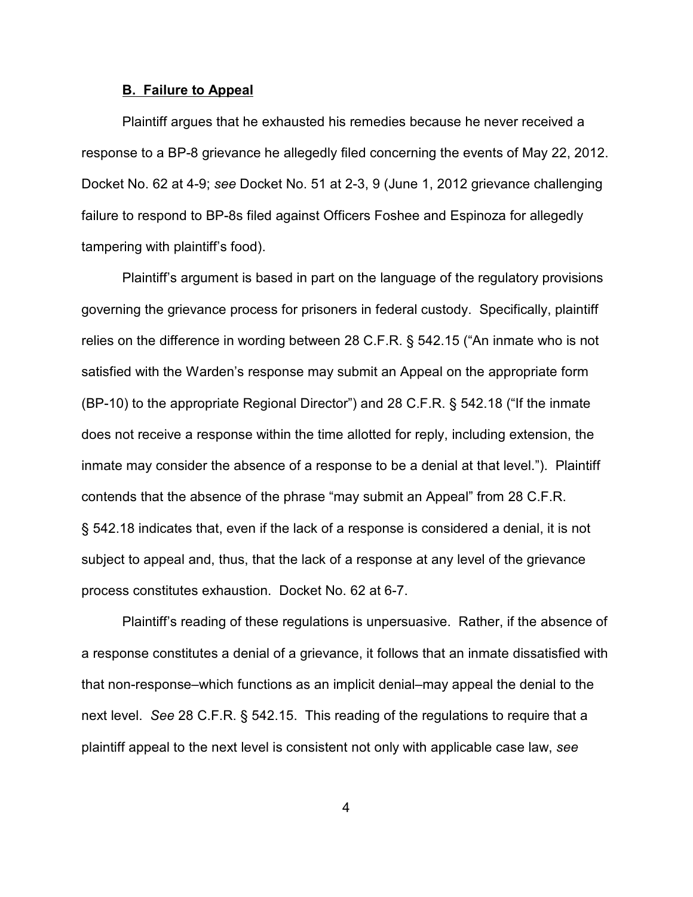### **B. Failure to Appeal**

Plaintiff argues that he exhausted his remedies because he never received a response to a BP-8 grievance he allegedly filed concerning the events of May 22, 2012. Docket No. 62 at 4-9; *see* Docket No. 51 at 2-3, 9 (June 1, 2012 grievance challenging failure to respond to BP-8s filed against Officers Foshee and Espinoza for allegedly tampering with plaintiff's food).

Plaintiff's argument is based in part on the language of the regulatory provisions governing the grievance process for prisoners in federal custody. Specifically, plaintiff relies on the difference in wording between 28 C.F.R. § 542.15 ("An inmate who is not satisfied with the Warden's response may submit an Appeal on the appropriate form (BP-10) to the appropriate Regional Director") and 28 C.F.R. § 542.18 ("If the inmate does not receive a response within the time allotted for reply, including extension, the inmate may consider the absence of a response to be a denial at that level."). Plaintiff contends that the absence of the phrase "may submit an Appeal" from 28 C.F.R. § 542.18 indicates that, even if the lack of a response is considered a denial, it is not subject to appeal and, thus, that the lack of a response at any level of the grievance process constitutes exhaustion. Docket No. 62 at 6-7.

Plaintiff's reading of these regulations is unpersuasive. Rather, if the absence of a response constitutes a denial of a grievance, it follows that an inmate dissatisfied with that non-response–which functions as an implicit denial–may appeal the denial to the next level. *See* 28 C.F.R. § 542.15. This reading of the regulations to require that a plaintiff appeal to the next level is consistent not only with applicable case law, *see*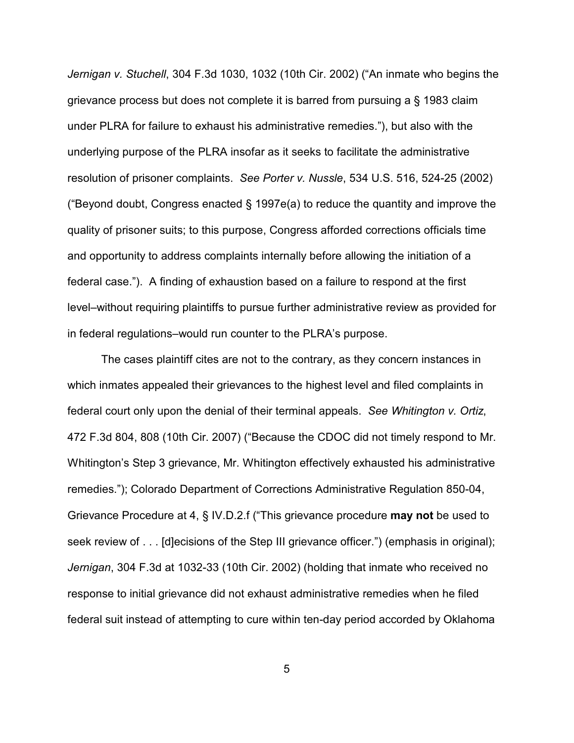*Jernigan v. Stuchell*, 304 F.3d 1030, 1032 (10th Cir. 2002) ("An inmate who begins the grievance process but does not complete it is barred from pursuing a § 1983 claim under PLRA for failure to exhaust his administrative remedies."), but also with the underlying purpose of the PLRA insofar as it seeks to facilitate the administrative resolution of prisoner complaints. *See Porter v. Nussle*, 534 U.S. 516, 524-25 (2002) ("Beyond doubt, Congress enacted § 1997e(a) to reduce the quantity and improve the quality of prisoner suits; to this purpose, Congress afforded corrections officials time and opportunity to address complaints internally before allowing the initiation of a federal case."). A finding of exhaustion based on a failure to respond at the first level–without requiring plaintiffs to pursue further administrative review as provided for in federal regulations–would run counter to the PLRA's purpose.

The cases plaintiff cites are not to the contrary, as they concern instances in which inmates appealed their grievances to the highest level and filed complaints in federal court only upon the denial of their terminal appeals. *See Whitington v. Ortiz*, 472 F.3d 804, 808 (10th Cir. 2007) ("Because the CDOC did not timely respond to Mr. Whitington's Step 3 grievance, Mr. Whitington effectively exhausted his administrative remedies."); Colorado Department of Corrections Administrative Regulation 850-04, Grievance Procedure at 4, § IV.D.2.f ("This grievance procedure **may not** be used to seek review of . . . [d]ecisions of the Step III grievance officer.") (emphasis in original); *Jernigan*, 304 F.3d at 1032-33 (10th Cir. 2002) (holding that inmate who received no response to initial grievance did not exhaust administrative remedies when he filed federal suit instead of attempting to cure within ten-day period accorded by Oklahoma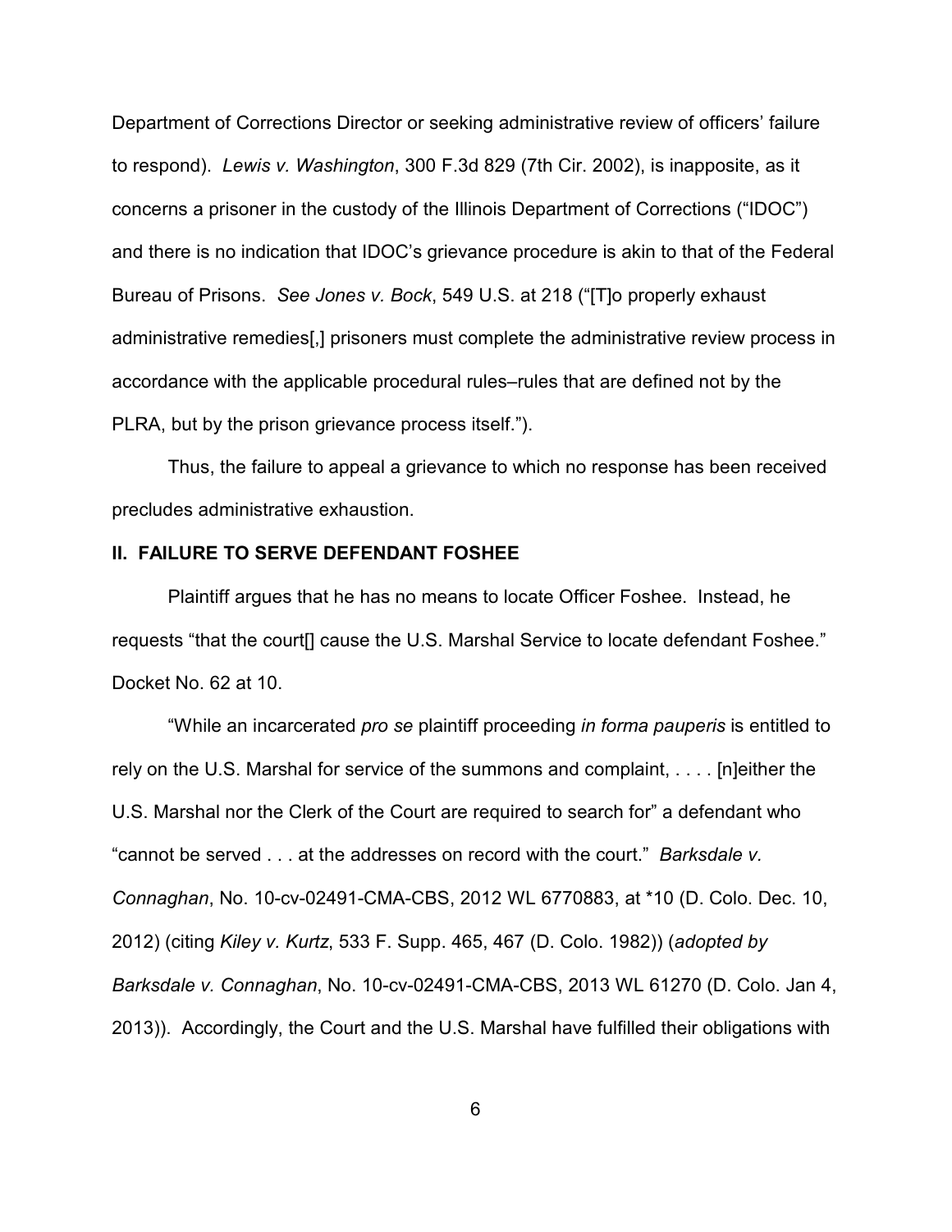Department of Corrections Director or seeking administrative review of officers' failure to respond). *Lewis v. Washington*, 300 F.3d 829 (7th Cir. 2002), is inapposite, as it concerns a prisoner in the custody of the Illinois Department of Corrections ("IDOC") and there is no indication that IDOC's grievance procedure is akin to that of the Federal Bureau of Prisons. *See Jones v. Bock*, 549 U.S. at 218 ("[T]o properly exhaust administrative remedies[,] prisoners must complete the administrative review process in accordance with the applicable procedural rules–rules that are defined not by the PLRA, but by the prison grievance process itself.").

Thus, the failure to appeal a grievance to which no response has been received precludes administrative exhaustion.

## II. FAILURE TO SERVE DEFENDANT FOSHEE

Plaintiff argues that he has no means to locate Officer Foshee. Instead, he requests "that the court[] cause the U.S. Marshal Service to locate defendant Foshee." Docket No. 62 at 10.

"While an incarcerated *pro se* plaintiff proceeding *in forma pauperis* is entitled to rely on the U.S. Marshal for service of the summons and complaint, . . . . [n]either the U.S. Marshal nor the Clerk of the Court are required to search for" a defendant who "cannot be served . . . at the addresses on record with the court." *Barksdale v. Connaghan*, No. 10-cv-02491-CMA-CBS, 2012 WL 6770883, at *10 (D. Colo. Dec. 10, 2012) (citing *Kiley v. Kurtz*, 533 F. Supp. 465, 467 (D. Colo. 1982)) (*adopted by Barksdale v. Connaghan*, No. 10-cv-02491-CMA-CBS, 2013 WL 61270 (D. Colo. Jan 4, 2013)). Accordingly, the Court and the U.S. Marshal have fulfilled their obligations with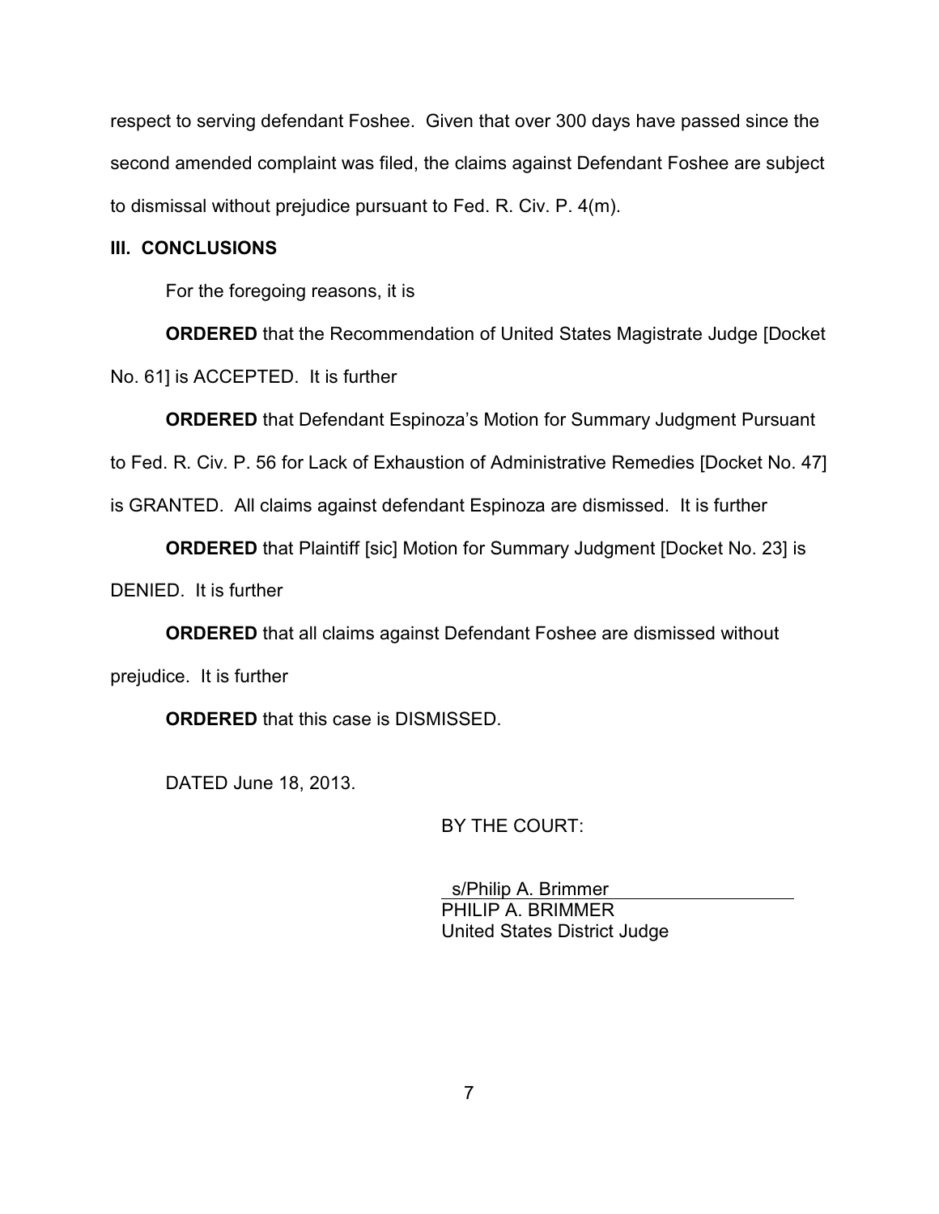respect to serving defendant Foshee. Given that over 300 days have passed since the second amended complaint was filed, the claims against Defendant Foshee are subject to dismissal without prejudice pursuant to Fed. R. Civ. P. 4(m).

### III. CONCLUSIONS

For the foregoing reasons, it is

**ORDERED** that the Recommendation of United States Magistrate Judge [Docket No. 61] is ACCEPTED. It is further

**ORDERED** that Defendant Espinoza's Motion for Summary Judgment Pursuant to Fed. R. Civ. P. 56 for Lack of Exhaustion of Administrative Remedies [Docket No. 47] is GRANTED. All claims against defendant Espinoza are dismissed. It is further

**ORDERED** that Plaintiff [sic] Motion for Summary Judgment [Docket No. 23] is DENIED. It is further

**ORDERED** that all claims against Defendant Foshee are dismissed without prejudice. It is further

**ORDERED** that this case is DISMISSED.

DATED June 18, 2013.

BY THE COURT:

s/Philip A. Brimmer
PHILIP A. BRIMMER
United States District Judge